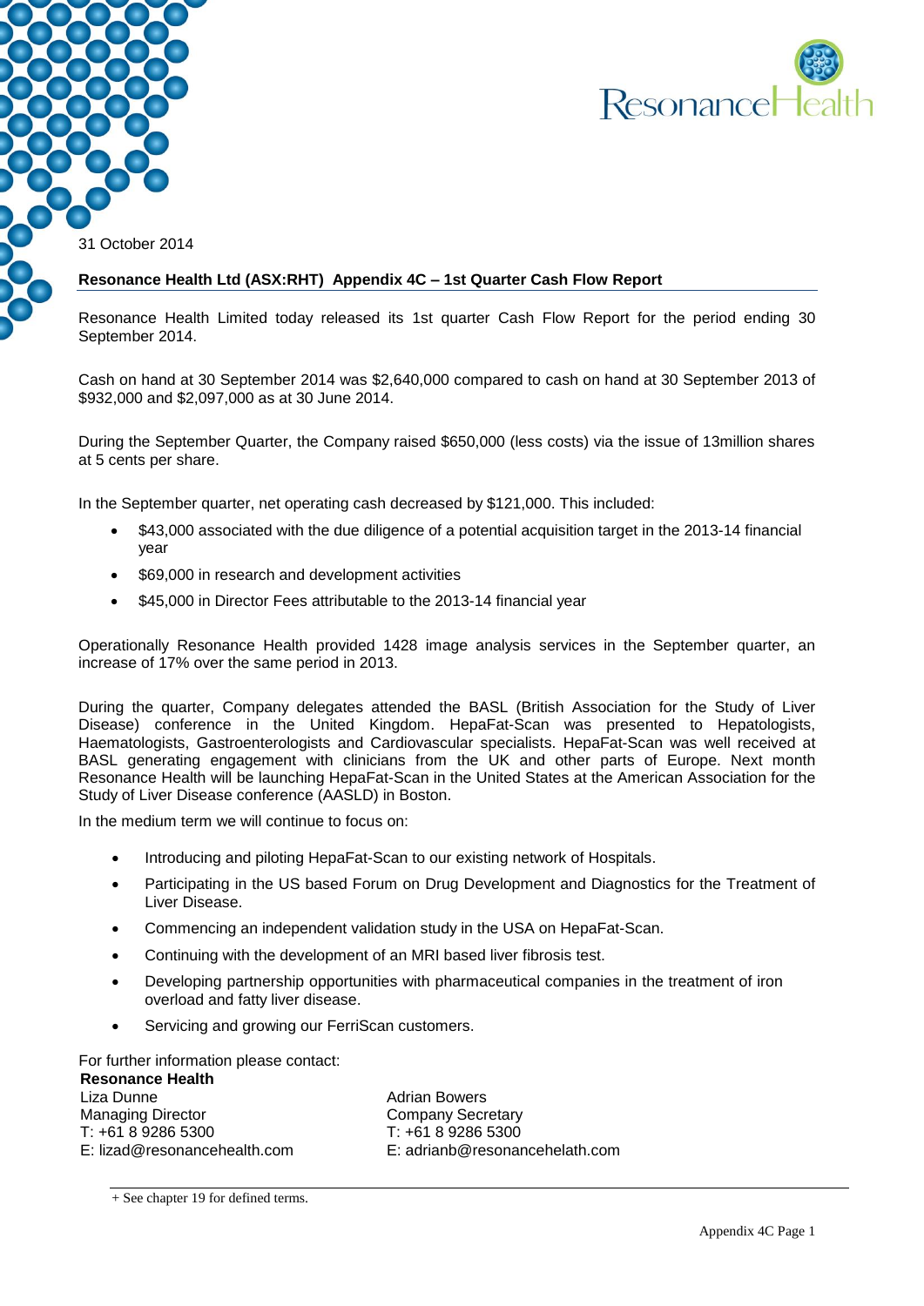31 October 2014

**Resonance Health Ltd (ASX:RHT) Appendix 4C – 1st Quarter Cash Flow Report**

Resonance Health Limited today released its 1st quarter Cash Flow Report for the period ending 30 September 2014.

Cash on hand at 30 September 2014 was $2,640,000 compared to cash on hand at 30 September 2013 of $932,000 and $2,097,000 as at 30 June 2014.

During the September Quarter, the Company raised $650,000 (less costs) via the issue of 13million shares at 5 cents per share.

In the September quarter, net operating cash decreased by $121,000. This included:

- $43,000 associated with the due diligence of a potential acquisition target in the 2013-14 financial year
- $69,000 in research and development activities
- $45,000 in Director Fees attributable to the 2013-14 financial year

Operationally Resonance Health provided 1428 image analysis services in the September quarter, an increase of 17% over the same period in 2013.

During the quarter, Company delegates attended the BASL (British Association for the Study of Liver Disease) conference in the United Kingdom. HepaFat-Scan was presented to Hepatologists, Haematologists, Gastroenterologists and Cardiovascular specialists. HepaFat-Scan was well received at BASL generating engagement with clinicians from the UK and other parts of Europe. Next month Resonance Health will be launching HepaFat-Scan in the United States at the American Association for the Study of Liver Disease conference (AASLD) in Boston.

In the medium term we will continue to focus on:

- Introducing and piloting HepaFat-Scan to our existing network of Hospitals.
- Participating in the US based Forum on Drug Development and Diagnostics for the Treatment of Liver Disease.
- Commencing an independent validation study in the USA on HepaFat-Scan.
- Continuing with the development of an MRI based liver fibrosis test.
- Developing partnership opportunities with pharmaceutical companies in the treatment of iron overload and fatty liver disease.
- Servicing and growing our FerriScan customers.

For further information please contact:

**Resonance Health**

Liza Dunne
Managing Director
T: +61 8 9286 5300
E: lizad@resonancehealth.com

Adrian Bowers
Company Secretary
T: +61 8 9286 5300
E: adrianb@resonancehelath.com

+ See chapter 19 for defined terms.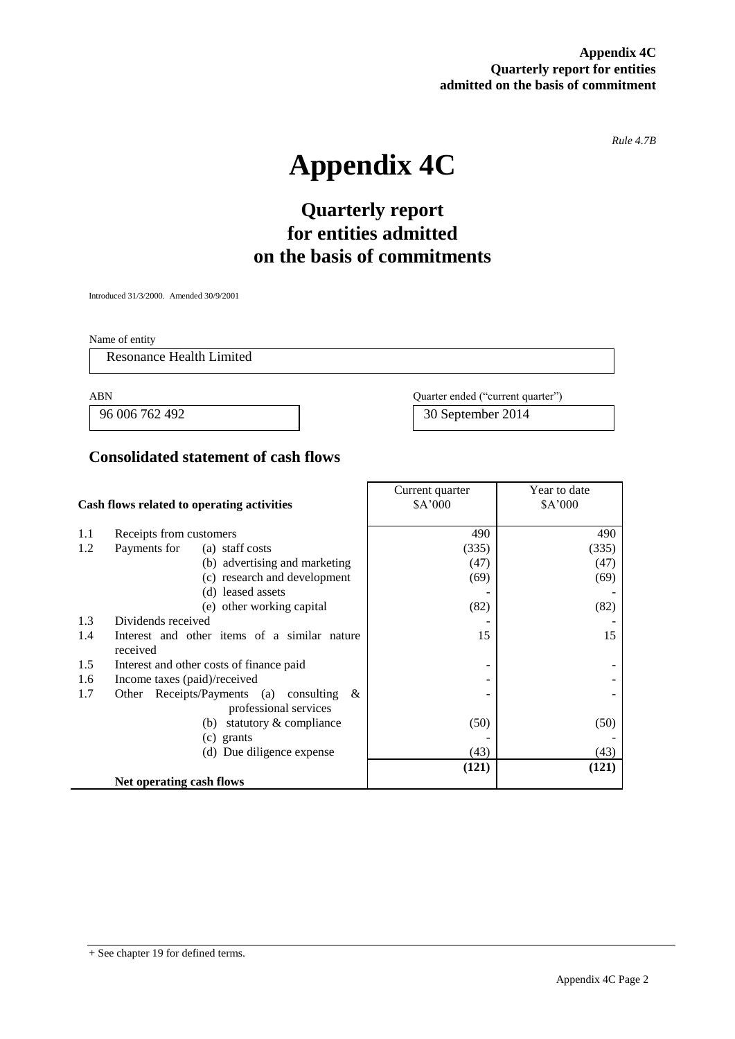**Appendix 4C**
**Quarterly report for entities admitted on the basis of commitment**

*Rule 4.7B*

# Appendix 4C

## Quarterly report for entities admitted on the basis of commitments

Introduced 31/3/2000. Amended 30/9/2001

Name of entity

| Resonance Health Limited |
|---|

| ABN | Quarter ended ("current quarter") |
|---|---|
| 96 006 762 492 | 30 September 2014 |

## Consolidated statement of cash flows

| | Cash flows related to operating activities | Current quarter $A'000 | Year to date $A'000 |
|---|---|---|---|
| 1.1 | Receipts from customers | 490 | 490 |
| 1.2 | Payments for (a) staff costs | (335) | (335) |
| | (b) advertising and marketing | (47) | (47) |
| | (c) research and development | (69) | (69) |
| | (d) leased assets | - | - |
| | (e) other working capital | (82) | (82) |
| 1.3 | Dividends received | - | - |
| 1.4 | Interest and other items of a similar nature received | 15 | 15 |
| 1.5 | Interest and other costs of finance paid | - | - |
| 1.6 | Income taxes (paid)/received | - | - |
| 1.7 | Other Receipts/Payments (a) consulting & professional services | - | - |
| | (b) statutory & compliance | (50) | (50) |
| | (c) grants | - | - |
| | (d) Due diligence expense | (43) | (43) |
| | **Net operating cash flows** | **(121)** | **(121)** |

+ See chapter 19 for defined terms.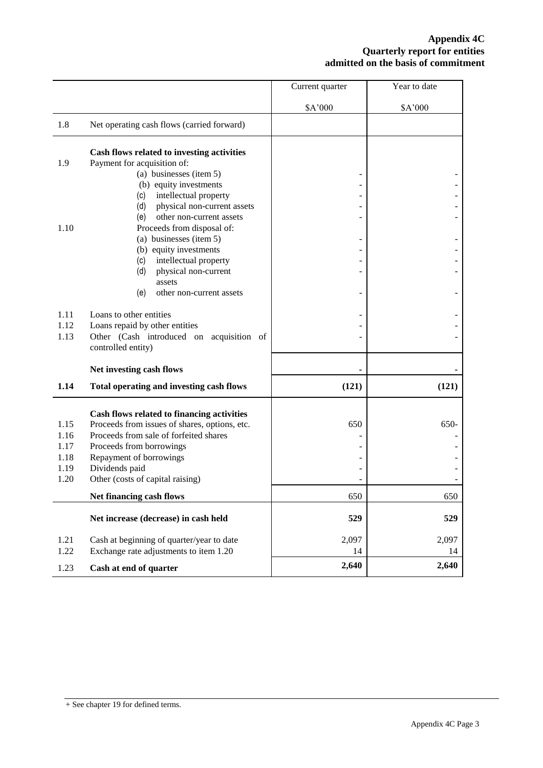**Appendix 4C**
**Quarterly report for entities admitted on the basis of commitment**

| | | Current quarter | Year to date |
|---|---|---|---|
| | | $A'000 | $A'000 |
| 1.8 | Net operating cash flows (carried forward) | | |
| | **Cash flows related to investing activities** | | |
| 1.9 | Payment for acquisition of: | | |
| | (a) businesses (item 5) | - | - |
| | (b) equity investments | - | - |
| | (c) intellectual property | - | - |
| | (d) physical non-current assets | - | - |
| | (e) other non-current assets | - | - |
| 1.10 | Proceeds from disposal of: | | |
| | (a) businesses (item 5) | - | - |
| | (b) equity investments | - | - |
| | (c) intellectual property | - | - |
| | (d) physical non-current assets | - | - |
| | (e) other non-current assets | - | - |
| 1.11 | Loans to other entities | - | - |
| 1.12 | Loans repaid by other entities | - | - |
| 1.13 | Other (Cash introduced on acquisition of controlled entity) | - | - |
| | **Net investing cash flows** | - | - |
| **1.14** | **Total operating and investing cash flows** | **(121)** | **(121)** |
| | **Cash flows related to financing activities** | | |
| 1.15 | Proceeds from issues of shares, options, etc. | 650 | 650- |
| 1.16 | Proceeds from sale of forfeited shares | - | - |
| 1.17 | Proceeds from borrowings | - | - |
| 1.18 | Repayment of borrowings | - | - |
| 1.19 | Dividends paid | - | - |
| 1.20 | Other (costs of capital raising) | - | - |
| | **Net financing cash flows** | 650 | 650 |
| | **Net increase (decrease) in cash held** | **529** | **529** |
| 1.21 | Cash at beginning of quarter/year to date | 2,097 | 2,097 |
| 1.22 | Exchange rate adjustments to item 1.20 | 14 | 14 |
| 1.23 | **Cash at end of quarter** | **2,640** | **2,640** |

+ See chapter 19 for defined terms.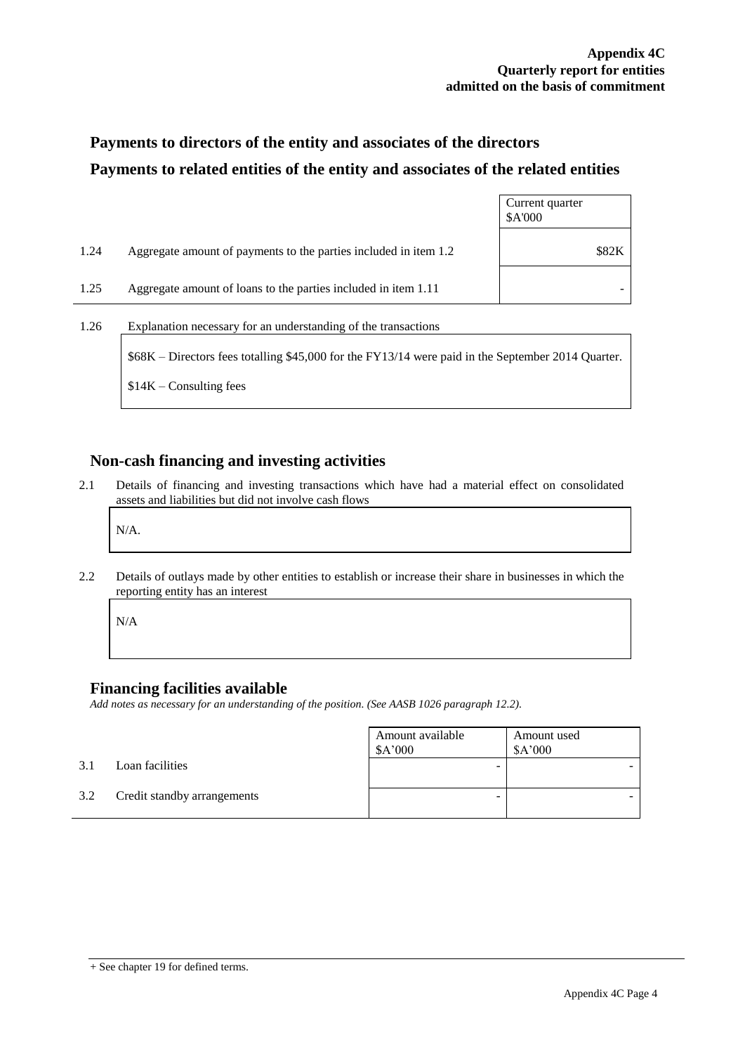## Payments to directors of the entity and associates of the directors

## Payments to related entities of the entity and associates of the related entities

| | | Current quarter $A'000 |
|---|---|---|
| 1.24 | Aggregate amount of payments to the parties included in item 1.2 | $82K |
| 1.25 | Aggregate amount of loans to the parties included in item 1.11 | - |

1.26 Explanation necessary for an understanding of the transactions

$68K – Directors fees totalling $45,000 for the FY13/14 were paid in the September 2014 Quarter.

$14K – Consulting fees

## Non-cash financing and investing activities

2.1 Details of financing and investing transactions which have had a material effect on consolidated assets and liabilities but did not involve cash flows

N/A.

2.2 Details of outlays made by other entities to establish or increase their share in businesses in which the reporting entity has an interest

N/A

## Financing facilities available

*Add notes as necessary for an understanding of the position. (See AASB 1026 paragraph 12.2).*

| | | Amount available $A'000 | Amount used $A'000 |
|---|---|---|---|
| 3.1 | Loan facilities | - | - |
| 3.2 | Credit standby arrangements | - | - |

+ See chapter 19 for defined terms.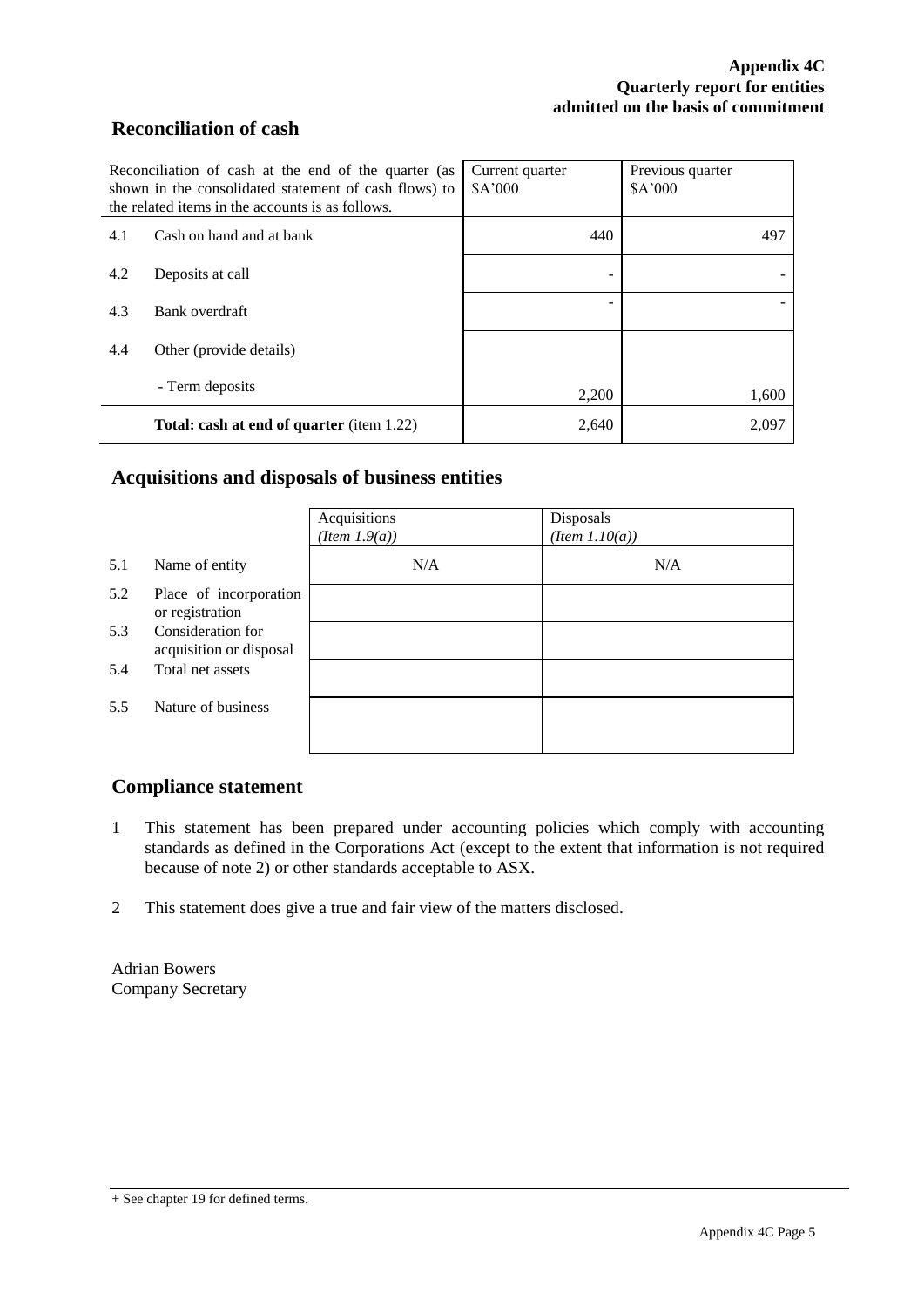## Reconciliation of cash

| Reconciliation of cash at the end of the quarter (as shown in the consolidated statement of cash flows) to the related items in the accounts is as follows. | | Current quarter $A'000 | Previous quarter $A'000 |
|---|---|---|---|
| 4.1 | Cash on hand and at bank | 440 | 497 |
| 4.2 | Deposits at call | - | - |
| 4.3 | Bank overdraft | - | - |
| 4.4 | Other (provide details) | | |
| | - Term deposits | 2,200 | 1,600 |
| | **Total: cash at end of quarter** (item 1.22) | 2,640 | 2,097 |

## Acquisitions and disposals of business entities

| | | Acquisitions *(Item 1.9(a))* | Disposals *(Item 1.10(a))* |
|---|---|---|---|
| 5.1 | Name of entity | N/A | N/A |
| 5.2 | Place of incorporation or registration | | |
| 5.3 | Consideration for acquisition or disposal | | |
| 5.4 | Total net assets | | |
| 5.5 | Nature of business | | |

## Compliance statement

1. This statement has been prepared under accounting policies which comply with accounting standards as defined in the Corporations Act (except to the extent that information is not required because of note 2) or other standards acceptable to ASX.

2. This statement does give a true and fair view of the matters disclosed.

Adrian Bowers
Company Secretary

+ See chapter 19 for defined terms.